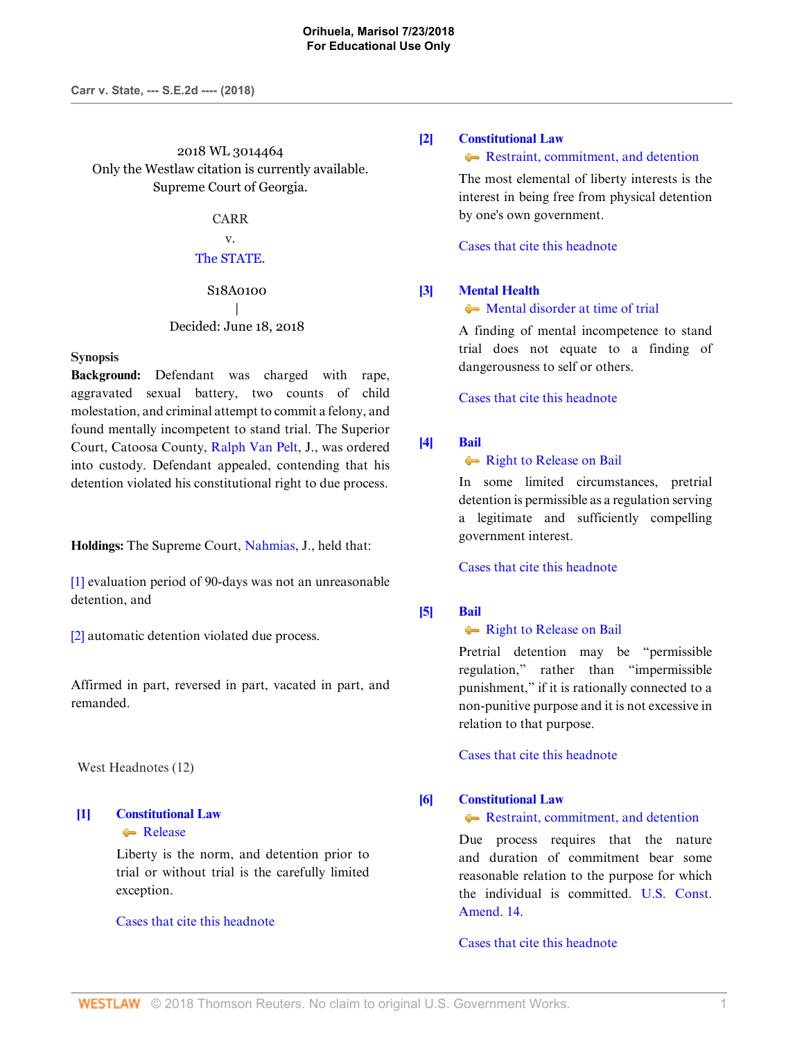2018 WL 3014464
Only the Westlaw citation is currently available.
Supreme Court of Georgia.

CARR
v.
The STATE.

S18A0100
|
Decided: June 18, 2018

**Synopsis**

**Background:** Defendant was charged with rape, aggravated sexual battery, two counts of child molestation, and criminal attempt to commit a felony, and found mentally incompetent to stand trial. The Superior Court, Catoosa County, Ralph Van Pelt, J., was ordered into custody. Defendant appealed, contending that his detention violated his constitutional right to due process.

**Holdings:** The Supreme Court, Nahmias, J., held that:

[1] evaluation period of 90-days was not an unreasonable detention, and

[2] automatic detention violated due process.

Affirmed in part, reversed in part, vacated in part, and remanded.

West Headnotes (12)

**[1] Constitutional Law**
Release

Liberty is the norm, and detention prior to trial or without trial is the carefully limited exception.

Cases that cite this headnote

**[2] Constitutional Law**
Restraint, commitment, and detention

The most elemental of liberty interests is the interest in being free from physical detention by one's own government.

Cases that cite this headnote

**[3] Mental Health**
Mental disorder at time of trial

A finding of mental incompetence to stand trial does not equate to a finding of dangerousness to self or others.

Cases that cite this headnote

**[4] Bail**
Right to Release on Bail

In some limited circumstances, pretrial detention is permissible as a regulation serving a legitimate and sufficiently compelling government interest.

Cases that cite this headnote

**[5] Bail**
Right to Release on Bail

Pretrial detention may be "permissible regulation," rather than "impermissible punishment," if it is rationally connected to a non-punitive purpose and it is not excessive in relation to that purpose.

Cases that cite this headnote

**[6] Constitutional Law**
Restraint, commitment, and detention

Due process requires that the nature and duration of commitment bear some reasonable relation to the purpose for which the individual is committed. U.S. Const. Amend. 14.

Cases that cite this headnote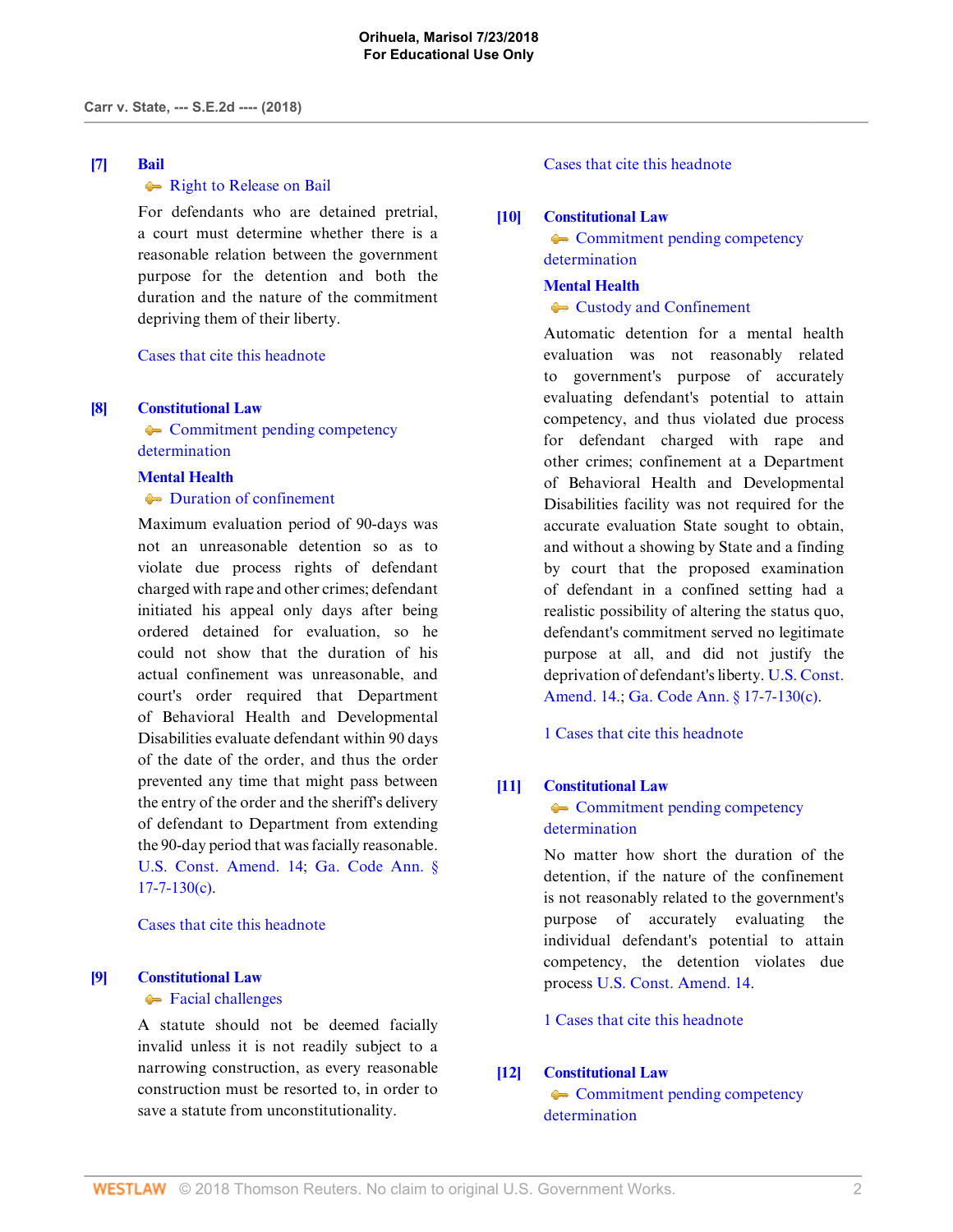**[7] Bail**

Right to Release on Bail

For defendants who are detained pretrial, a court must determine whether there is a reasonable relation between the government purpose for the detention and both the duration and the nature of the commitment depriving them of their liberty.

Cases that cite this headnote

**[8] Constitutional Law**

Commitment pending competency determination

**Mental Health**

Duration of confinement

Maximum evaluation period of 90-days was not an unreasonable detention so as to violate due process rights of defendant charged with rape and other crimes; defendant initiated his appeal only days after being ordered detained for evaluation, so he could not show that the duration of his actual confinement was unreasonable, and court's order required that Department of Behavioral Health and Developmental Disabilities evaluate defendant within 90 days of the date of the order, and thus the order prevented any time that might pass between the entry of the order and the sheriff's delivery of defendant to Department from extending the 90-day period that was facially reasonable. U.S. Const. Amend. 14; Ga. Code Ann. § 17-7-130(c).

Cases that cite this headnote

**[9] Constitutional Law**

Facial challenges

A statute should not be deemed facially invalid unless it is not readily subject to a narrowing construction, as every reasonable construction must be resorted to, in order to save a statute from unconstitutionality.

Cases that cite this headnote

**[10] Constitutional Law**

Commitment pending competency determination

**Mental Health**

Custody and Confinement

Automatic detention for a mental health evaluation was not reasonably related to government's purpose of accurately evaluating defendant's potential to attain competency, and thus violated due process for defendant charged with rape and other crimes; confinement at a Department of Behavioral Health and Developmental Disabilities facility was not required for the accurate evaluation State sought to obtain, and without a showing by State and a finding by court that the proposed examination of defendant in a confined setting had a realistic possibility of altering the status quo, defendant's commitment served no legitimate purpose at all, and did not justify the deprivation of defendant's liberty. U.S. Const. Amend. 14.; Ga. Code Ann. § 17-7-130(c).

1 Cases that cite this headnote

**[11] Constitutional Law**

Commitment pending competency determination

No matter how short the duration of the detention, if the nature of the confinement is not reasonably related to the government's purpose of accurately evaluating the individual defendant's potential to attain competency, the detention violates due process U.S. Const. Amend. 14.

1 Cases that cite this headnote

**[12] Constitutional Law**

Commitment pending competency determination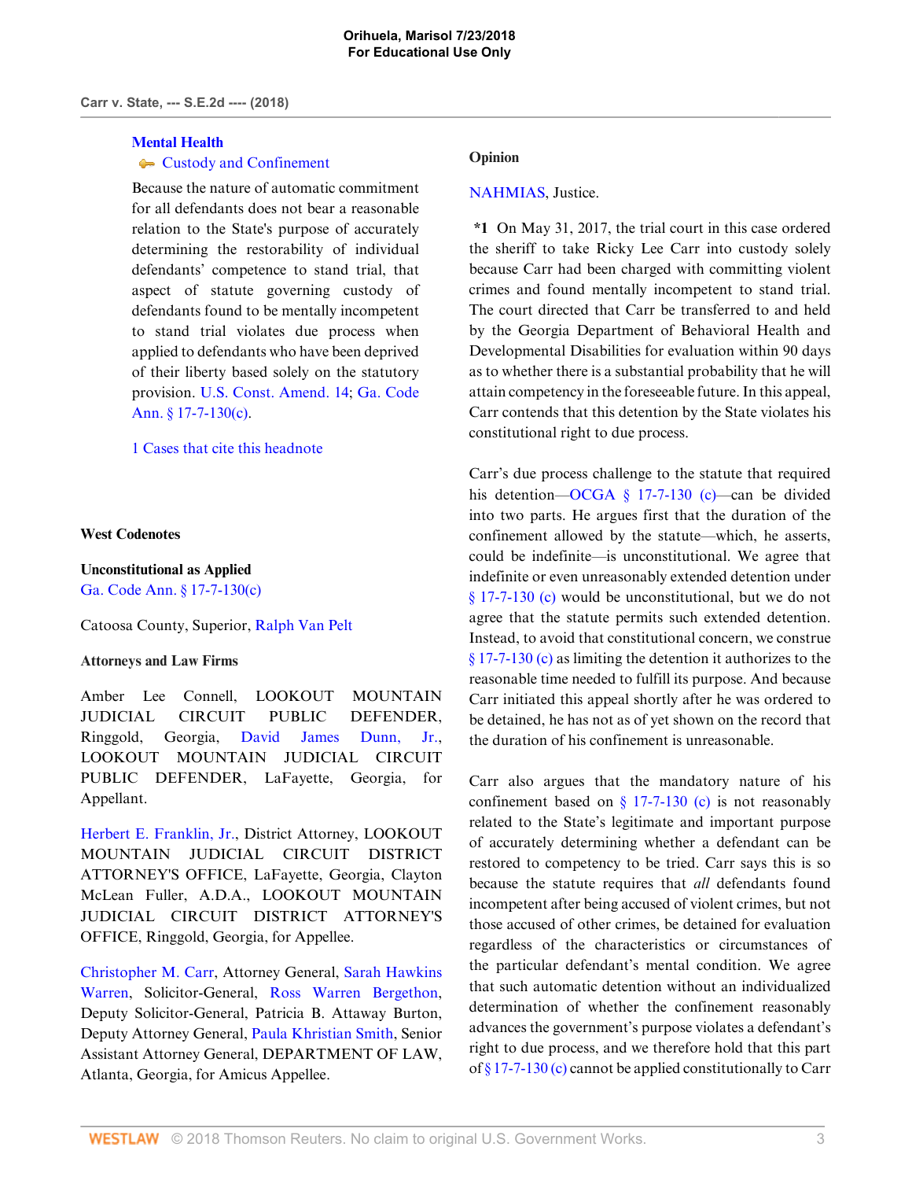**Mental Health**
Custody and Confinement

Because the nature of automatic commitment for all defendants does not bear a reasonable relation to the State's purpose of accurately determining the restorability of individual defendants' competence to stand trial, that aspect of statute governing custody of defendants found to be mentally incompetent to stand trial violates due process when applied to defendants who have been deprived of their liberty based solely on the statutory provision. U.S. Const. Amend. 14; Ga. Code Ann. § 17-7-130(c).

1 Cases that cite this headnote

**West Codenotes**

**Unconstitutional as Applied**
Ga. Code Ann. § 17-7-130(c)

Catoosa County, Superior, Ralph Van Pelt

**Attorneys and Law Firms**

Amber Lee Connell, LOOKOUT MOUNTAIN JUDICIAL CIRCUIT PUBLIC DEFENDER, Ringgold, Georgia, David James Dunn, Jr., LOOKOUT MOUNTAIN JUDICIAL CIRCUIT PUBLIC DEFENDER, LaFayette, Georgia, for Appellant.

Herbert E. Franklin, Jr., District Attorney, LOOKOUT MOUNTAIN JUDICIAL CIRCUIT DISTRICT ATTORNEY'S OFFICE, LaFayette, Georgia, Clayton McLean Fuller, A.D.A., LOOKOUT MOUNTAIN JUDICIAL CIRCUIT DISTRICT ATTORNEY'S OFFICE, Ringgold, Georgia, for Appellee.

Christopher M. Carr, Attorney General, Sarah Hawkins Warren, Solicitor-General, Ross Warren Bergethon, Deputy Solicitor-General, Patricia B. Attaway Burton, Deputy Attorney General, Paula Khristian Smith, Senior Assistant Attorney General, DEPARTMENT OF LAW, Atlanta, Georgia, for Amicus Appellee.

**Opinion**

NAHMIAS, Justice.

**\*1** On May 31, 2017, the trial court in this case ordered the sheriff to take Ricky Lee Carr into custody solely because Carr had been charged with committing violent crimes and found mentally incompetent to stand trial. The court directed that Carr be transferred to and held by the Georgia Department of Behavioral Health and Developmental Disabilities for evaluation within 90 days as to whether there is a substantial probability that he will attain competency in the foreseeable future. In this appeal, Carr contends that this detention by the State violates his constitutional right to due process.

Carr's due process challenge to the statute that required his detention—OCGA § 17-7-130 (c)—can be divided into two parts. He argues first that the duration of the confinement allowed by the statute—which, he asserts, could be indefinite—is unconstitutional. We agree that indefinite or even unreasonably extended detention under § 17-7-130 (c) would be unconstitutional, but we do not agree that the statute permits such extended detention. Instead, to avoid that constitutional concern, we construe § 17-7-130 (c) as limiting the detention it authorizes to the reasonable time needed to fulfill its purpose. And because Carr initiated this appeal shortly after he was ordered to be detained, he has not as of yet shown on the record that the duration of his confinement is unreasonable.

Carr also argues that the mandatory nature of his confinement based on § 17-7-130 (c) is not reasonably related to the State's legitimate and important purpose of accurately determining whether a defendant can be restored to competency to be tried. Carr says this is so because the statute requires that *all* defendants found incompetent after being accused of violent crimes, but not those accused of other crimes, be detained for evaluation regardless of the characteristics or circumstances of the particular defendant's mental condition. We agree that such automatic detention without an individualized determination of whether the confinement reasonably advances the government's purpose violates a defendant's right to due process, and we therefore hold that this part of § 17-7-130 (c) cannot be applied constitutionally to Carr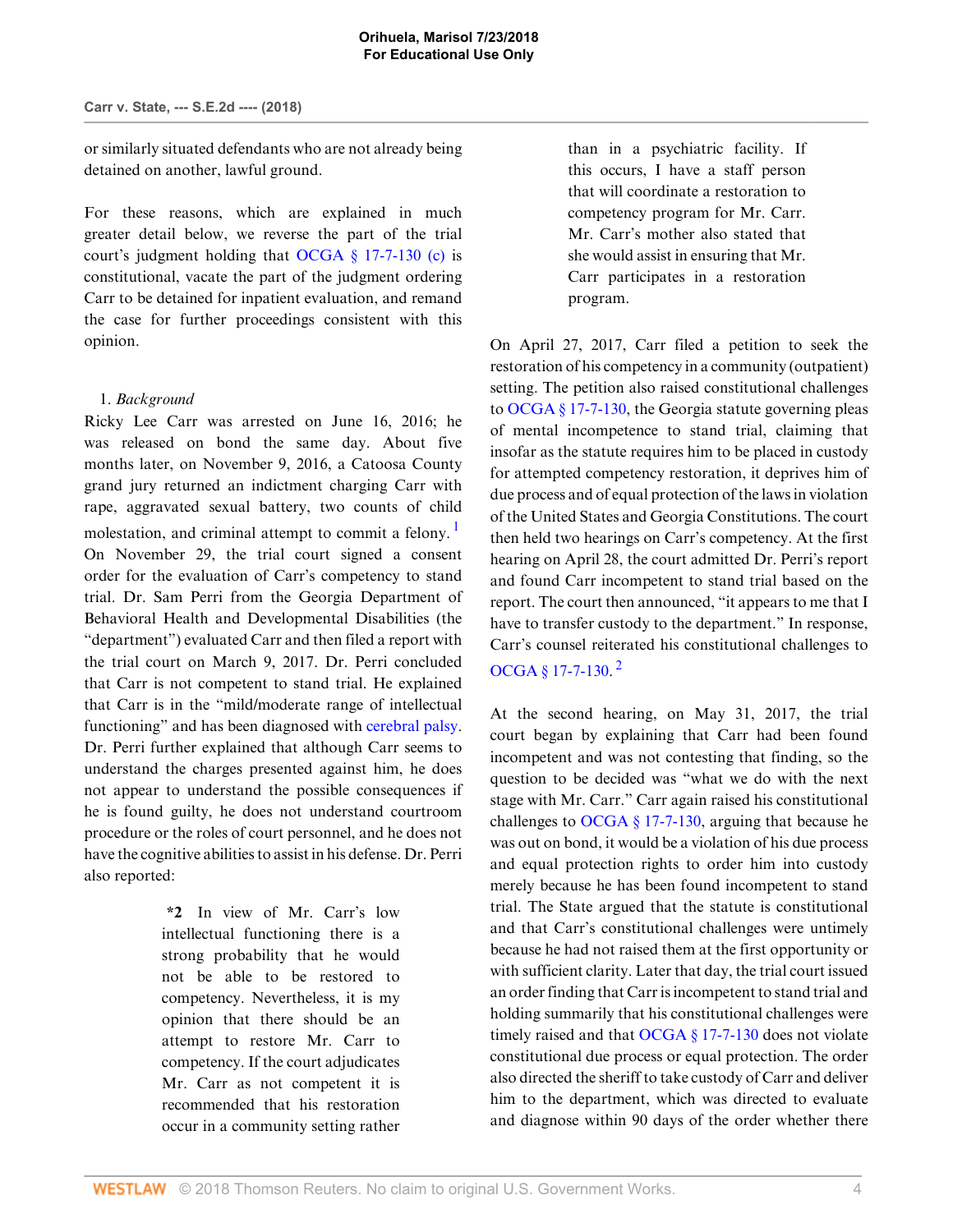or similarly situated defendants who are not already being detained on another, lawful ground.

For these reasons, which are explained in much greater detail below, we reverse the part of the trial court's judgment holding that OCGA § 17-7-130 (c) is constitutional, vacate the part of the judgment ordering Carr to be detained for inpatient evaluation, and remand the case for further proceedings consistent with this opinion.

1. *Background*

Ricky Lee Carr was arrested on June 16, 2016; he was released on bond the same day. About five months later, on November 9, 2016, a Catoosa County grand jury returned an indictment charging Carr with rape, aggravated sexual battery, two counts of child molestation, and criminal attempt to commit a felony. [1] On November 29, the trial court signed a consent order for the evaluation of Carr's competency to stand trial. Dr. Sam Perri from the Georgia Department of Behavioral Health and Developmental Disabilities (the "department") evaluated Carr and then filed a report with the trial court on March 9, 2017. Dr. Perri concluded that Carr is not competent to stand trial. He explained that Carr is in the "mild/moderate range of intellectual functioning" and has been diagnosed with cerebral palsy. Dr. Perri further explained that although Carr seems to understand the charges presented against him, he does not appear to understand the possible consequences if he is found guilty, he does not understand courtroom procedure or the roles of court personnel, and he does not have the cognitive abilities to assist in his defense. Dr. Perri also reported:

> **\*2** In view of Mr. Carr's low intellectual functioning there is a strong probability that he would not be able to be restored to competency. Nevertheless, it is my opinion that there should be an attempt to restore Mr. Carr to competency. If the court adjudicates Mr. Carr as not competent it is recommended that his restoration occur in a community setting rather than in a psychiatric facility. If this occurs, I have a staff person that will coordinate a restoration to competency program for Mr. Carr. Mr. Carr's mother also stated that she would assist in ensuring that Mr. Carr participates in a restoration program.

On April 27, 2017, Carr filed a petition to seek the restoration of his competency in a community (outpatient) setting. The petition also raised constitutional challenges to OCGA § 17-7-130, the Georgia statute governing pleas of mental incompetence to stand trial, claiming that insofar as the statute requires him to be placed in custody for attempted competency restoration, it deprives him of due process and of equal protection of the laws in violation of the United States and Georgia Constitutions. The court then held two hearings on Carr's competency. At the first hearing on April 28, the court admitted Dr. Perri's report and found Carr incompetent to stand trial based on the report. The court then announced, "it appears to me that I have to transfer custody to the department." In response, Carr's counsel reiterated his constitutional challenges to OCGA § 17-7-130. [2]

At the second hearing, on May 31, 2017, the trial court began by explaining that Carr had been found incompetent and was not contesting that finding, so the question to be decided was "what we do with the next stage with Mr. Carr." Carr again raised his constitutional challenges to OCGA § 17-7-130, arguing that because he was out on bond, it would be a violation of his due process and equal protection rights to order him into custody merely because he has been found incompetent to stand trial. The State argued that the statute is constitutional and that Carr's constitutional challenges were untimely because he had not raised them at the first opportunity or with sufficient clarity. Later that day, the trial court issued an order finding that Carr is incompetent to stand trial and holding summarily that his constitutional challenges were timely raised and that OCGA § 17-7-130 does not violate constitutional due process or equal protection. The order also directed the sheriff to take custody of Carr and deliver him to the department, which was directed to evaluate and diagnose within 90 days of the order whether there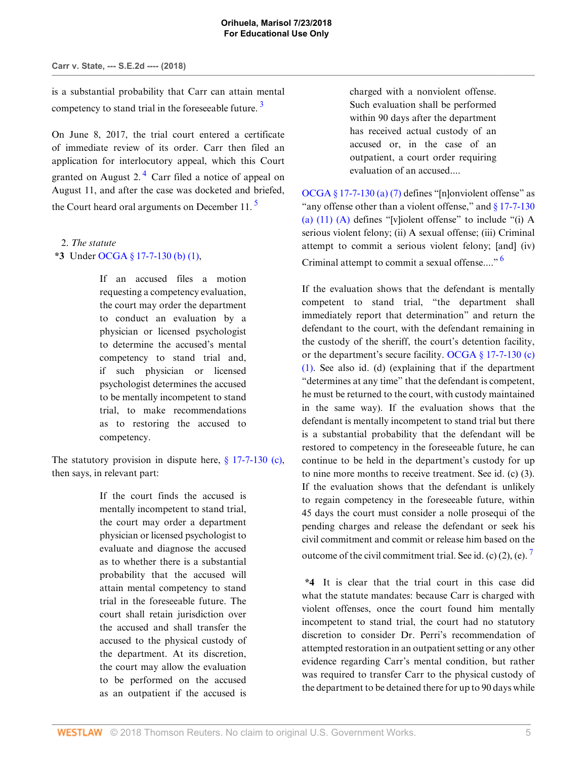is a substantial probability that Carr can attain mental competency to stand trial in the foreseeable future.[3]

On June 8, 2017, the trial court entered a certificate of immediate review of its order. Carr then filed an application for interlocutory appeal, which this Court granted on August 2.[4] Carr filed a notice of appeal on August 11, and after the case was docketed and briefed, the Court heard oral arguments on December 11.[5]

2. *The statute*

**\*3** Under OCGA § 17-7-130 (b) (1),

> If an accused files a motion requesting a competency evaluation, the court may order the department to conduct an evaluation by a physician or licensed psychologist to determine the accused's mental competency to stand trial and, if such physician or licensed psychologist determines the accused to be mentally incompetent to stand trial, to make recommendations as to restoring the accused to competency.

The statutory provision in dispute here, § 17-7-130 (c), then says, in relevant part:

> If the court finds the accused is mentally incompetent to stand trial, the court may order a department physician or licensed psychologist to evaluate and diagnose the accused as to whether there is a substantial probability that the accused will attain mental competency to stand trial in the foreseeable future. The court shall retain jurisdiction over the accused and shall transfer the accused to the physical custody of the department. At its discretion, the court may allow the evaluation to be performed on the accused as an outpatient if the accused is charged with a nonviolent offense. Such evaluation shall be performed within 90 days after the department has received actual custody of an accused or, in the case of an outpatient, a court order requiring evaluation of an accused....

OCGA § 17-7-130 (a) (7) defines "[n]onviolent offense" as "any offense other than a violent offense," and § 17-7-130 (a) (11) (A) defines "[v]iolent offense" to include "(i) A serious violent felony; (ii) A sexual offense; (iii) Criminal attempt to commit a serious violent felony; [and] (iv) Criminal attempt to commit a sexual offense...."[6]

If the evaluation shows that the defendant is mentally competent to stand trial, "the department shall immediately report that determination" and return the defendant to the court, with the defendant remaining in the custody of the sheriff, the court's detention facility, or the department's secure facility. OCGA § 17-7-130 (c) (1). See also id. (d) (explaining that if the department "determines at any time" that the defendant is competent, he must be returned to the court, with custody maintained in the same way). If the evaluation shows that the defendant is mentally incompetent to stand trial but there is a substantial probability that the defendant will be restored to competency in the foreseeable future, he can continue to be held in the department's custody for up to nine more months to receive treatment. See id. (c) (3). If the evaluation shows that the defendant is unlikely to regain competency in the foreseeable future, within 45 days the court must consider a nolle prosequi of the pending charges and release the defendant or seek his civil commitment and commit or release him based on the outcome of the civil commitment trial. See id. (c) (2), (e).[7]

**\*4** It is clear that the trial court in this case did what the statute mandates: because Carr is charged with violent offenses, once the court found him mentally incompetent to stand trial, the court had no statutory discretion to consider Dr. Perri's recommendation of attempted restoration in an outpatient setting or any other evidence regarding Carr's mental condition, but rather was required to transfer Carr to the physical custody of the department to be detained there for up to 90 days while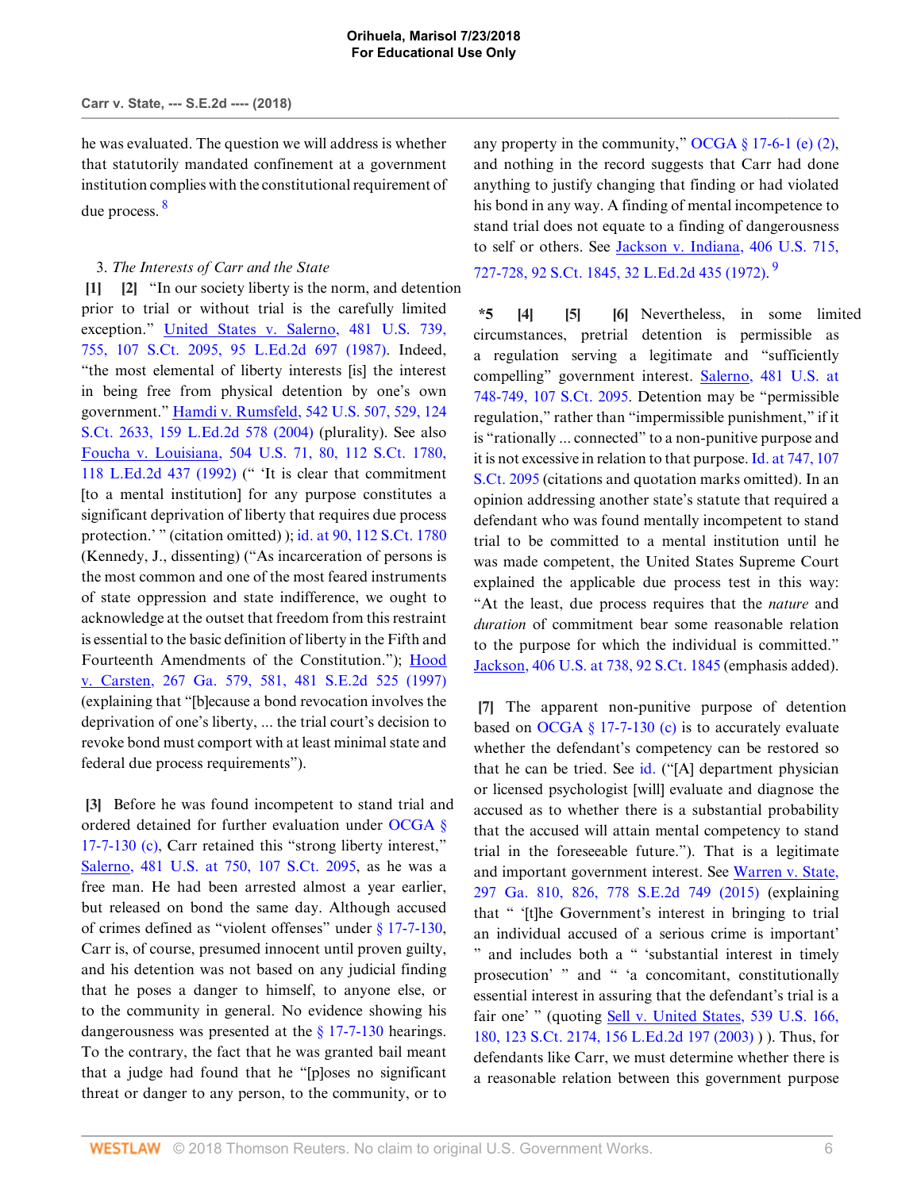he was evaluated. The question we will address is whether that statutorily mandated confinement at a government institution complies with the constitutional requirement of due process. [8]

3. *The Interests of Carr and the State*

**[1] [2]** "In our society liberty is the norm, and detention prior to trial or without trial is the carefully limited exception." United States v. Salerno, 481 U.S. 739, 755, 107 S.Ct. 2095, 95 L.Ed.2d 697 (1987). Indeed, "the most elemental of liberty interests [is] the interest in being free from physical detention by one's own government." Hamdi v. Rumsfeld, 542 U.S. 507, 529, 124 S.Ct. 2633, 159 L.Ed.2d 578 (2004) (plurality). See also Foucha v. Louisiana, 504 U.S. 71, 80, 112 S.Ct. 1780, 118 L.Ed.2d 437 (1992) (" 'It is clear that commitment [to a mental institution] for any purpose constitutes a significant deprivation of liberty that requires due process protection.' " (citation omitted) ); id. at 90, 112 S.Ct. 1780 (Kennedy, J., dissenting) ("As incarceration of persons is the most common and one of the most feared instruments of state oppression and state indifference, we ought to acknowledge at the outset that freedom from this restraint is essential to the basic definition of liberty in the Fifth and Fourteenth Amendments of the Constitution."); Hood v. Carsten, 267 Ga. 579, 581, 481 S.E.2d 525 (1997) (explaining that "[b]ecause a bond revocation involves the deprivation of one's liberty, ... the trial court's decision to revoke bond must comport with at least minimal state and federal due process requirements").

**[3]** Before he was found incompetent to stand trial and ordered detained for further evaluation under OCGA § 17-7-130 (c), Carr retained this "strong liberty interest," Salerno, 481 U.S. at 750, 107 S.Ct. 2095, as he was a free man. He had been arrested almost a year earlier, but released on bond the same day. Although accused of crimes defined as "violent offenses" under § 17-7-130, Carr is, of course, presumed innocent until proven guilty, and his detention was not based on any judicial finding that he poses a danger to himself, to anyone else, or to the community in general. No evidence showing his dangerousness was presented at the § 17-7-130 hearings. To the contrary, the fact that he was granted bail meant that a judge had found that he "[p]oses no significant threat or danger to any person, to the community, or to any property in the community," OCGA § 17-6-1 (e) (2), and nothing in the record suggests that Carr had done anything to justify changing that finding or had violated his bond in any way. A finding of mental incompetence to stand trial does not equate to a finding of dangerousness to self or others. See Jackson v. Indiana, 406 U.S. 715, 727-728, 92 S.Ct. 1845, 32 L.Ed.2d 435 (1972). [9]

**\*5 [4] [5] [6]** Nevertheless, in some limited circumstances, pretrial detention is permissible as a regulation serving a legitimate and "sufficiently compelling" government interest. Salerno, 481 U.S. at 748-749, 107 S.Ct. 2095. Detention may be "permissible regulation," rather than "impermissible punishment," if it is "rationally ... connected" to a non-punitive purpose and it is not excessive in relation to that purpose. Id. at 747, 107 S.Ct. 2095 (citations and quotation marks omitted). In an opinion addressing another state's statute that required a defendant who was found mentally incompetent to stand trial to be committed to a mental institution until he was made competent, the United States Supreme Court explained the applicable due process test in this way: "At the least, due process requires that the *nature* and *duration* of commitment bear some reasonable relation to the purpose for which the individual is committed." Jackson, 406 U.S. at 738, 92 S.Ct. 1845 (emphasis added).

**[7]** The apparent non-punitive purpose of detention based on OCGA § 17-7-130 (c) is to accurately evaluate whether the defendant's competency can be restored so that he can be tried. See id. ("[A] department physician or licensed psychologist [will] evaluate and diagnose the accused as to whether there is a substantial probability that the accused will attain mental competency to stand trial in the foreseeable future."). That is a legitimate and important government interest. See Warren v. State, 297 Ga. 810, 826, 778 S.E.2d 749 (2015) (explaining that " '[t]he Government's interest in bringing to trial an individual accused of a serious crime is important' " and includes both a " 'substantial interest in timely prosecution' " and " 'a concomitant, constitutionally essential interest in assuring that the defendant's trial is a fair one' " (quoting Sell v. United States, 539 U.S. 166, 180, 123 S.Ct. 2174, 156 L.Ed.2d 197 (2003) ) ). Thus, for defendants like Carr, we must determine whether there is a reasonable relation between this government purpose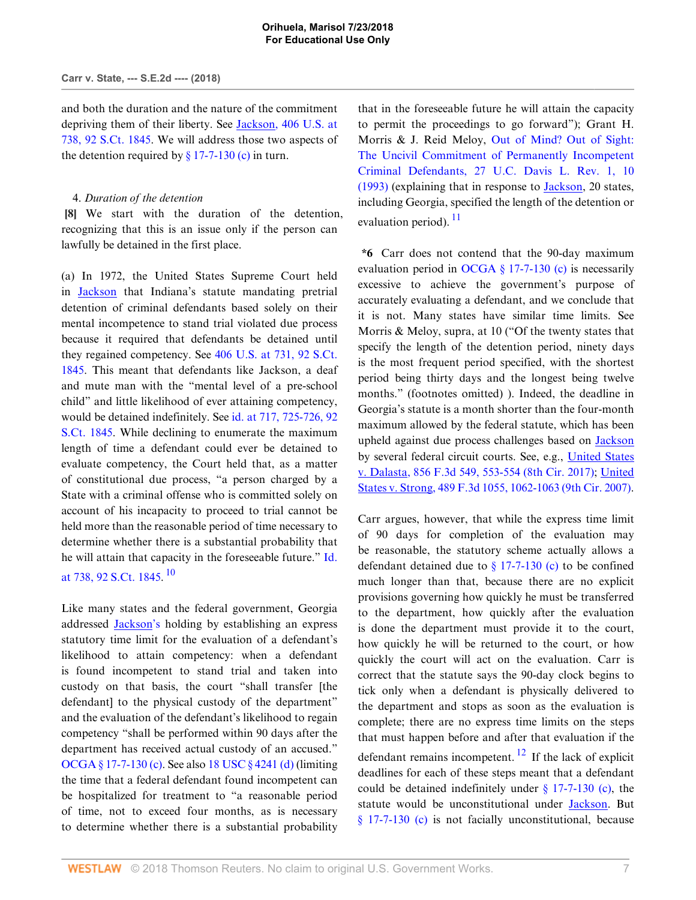and both the duration and the nature of the commitment depriving them of their liberty. See Jackson, 406 U.S. at 738, 92 S.Ct. 1845. We will address those two aspects of the detention required by § 17-7-130 (c) in turn.

4. *Duration of the detention*

**[8]** We start with the duration of the detention, recognizing that this is an issue only if the person can lawfully be detained in the first place.

(a) In 1972, the United States Supreme Court held in Jackson that Indiana's statute mandating pretrial detention of criminal defendants based solely on their mental incompetence to stand trial violated due process because it required that defendants be detained until they regained competency. See 406 U.S. at 731, 92 S.Ct. 1845. This meant that defendants like Jackson, a deaf and mute man with the "mental level of a pre-school child" and little likelihood of ever attaining competency, would be detained indefinitely. See id. at 717, 725-726, 92 S.Ct. 1845. While declining to enumerate the maximum length of time a defendant could ever be detained to evaluate competency, the Court held that, as a matter of constitutional due process, "a person charged by a State with a criminal offense who is committed solely on account of his incapacity to proceed to trial cannot be held more than the reasonable period of time necessary to determine whether there is a substantial probability that he will attain that capacity in the foreseeable future." Id. at 738, 92 S.Ct. 1845. [10]

Like many states and the federal government, Georgia addressed Jackson's holding by establishing an express statutory time limit for the evaluation of a defendant's likelihood to attain competency: when a defendant is found incompetent to stand trial and taken into custody on that basis, the court "shall transfer [the defendant] to the physical custody of the department" and the evaluation of the defendant's likelihood to regain competency "shall be performed within 90 days after the department has received actual custody of an accused." OCGA § 17-7-130 (c). See also 18 USC § 4241 (d) (limiting the time that a federal defendant found incompetent can be hospitalized for treatment to "a reasonable period of time, not to exceed four months, as is necessary to determine whether there is a substantial probability that in the foreseeable future he will attain the capacity to permit the proceedings to go forward"); Grant H. Morris & J. Reid Meloy, Out of Mind? Out of Sight: The Uncivil Commitment of Permanently Incompetent Criminal Defendants, 27 U.C. Davis L. Rev. 1, 10 (1993) (explaining that in response to Jackson, 20 states, including Georgia, specified the length of the detention or evaluation period). [11]

**\*6** Carr does not contend that the 90-day maximum evaluation period in OCGA § 17-7-130 (c) is necessarily excessive to achieve the government's purpose of accurately evaluating a defendant, and we conclude that it is not. Many states have similar time limits. See Morris & Meloy, supra, at 10 ("Of the twenty states that specify the length of the detention period, ninety days is the most frequent period specified, with the shortest period being thirty days and the longest being twelve months." (footnotes omitted) ). Indeed, the deadline in Georgia's statute is a month shorter than the four-month maximum allowed by the federal statute, which has been upheld against due process challenges based on Jackson by several federal circuit courts. See, e.g., United States v. Dalasta, 856 F.3d 549, 553-554 (8th Cir. 2017); United States v. Strong, 489 F.3d 1055, 1062-1063 (9th Cir. 2007).

Carr argues, however, that while the express time limit of 90 days for completion of the evaluation may be reasonable, the statutory scheme actually allows a defendant detained due to § 17-7-130 (c) to be confined much longer than that, because there are no explicit provisions governing how quickly he must be transferred to the department, how quickly after the evaluation is done the department must provide it to the court, how quickly he will be returned to the court, or how quickly the court will act on the evaluation. Carr is correct that the statute says the 90-day clock begins to tick only when a defendant is physically delivered to the department and stops as soon as the evaluation is complete; there are no express time limits on the steps that must happen before and after that evaluation if the defendant remains incompetent. [12] If the lack of explicit deadlines for each of these steps meant that a defendant could be detained indefinitely under § 17-7-130 (c), the statute would be unconstitutional under Jackson. But § 17-7-130 (c) is not facially unconstitutional, because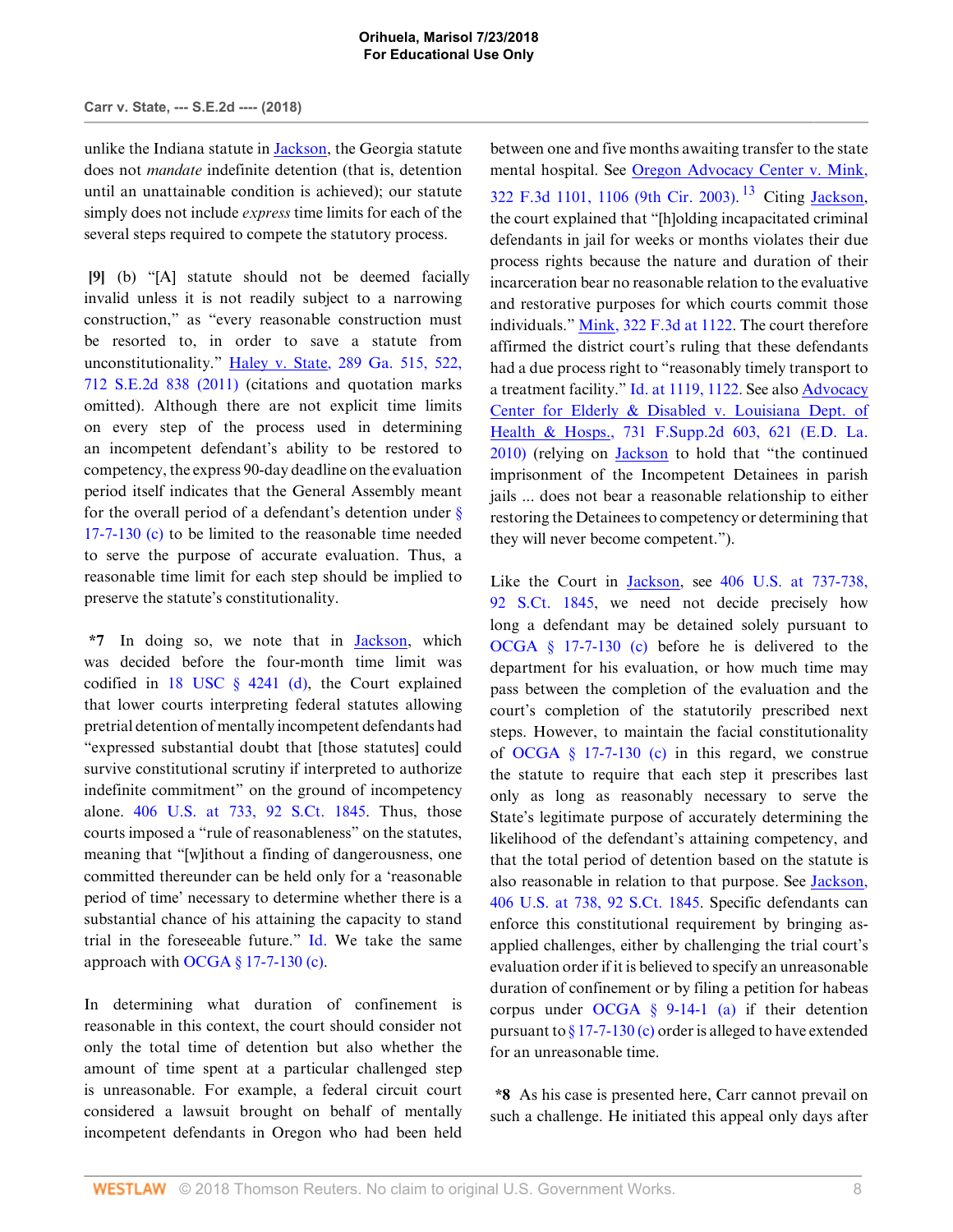unlike the Indiana statute in Jackson, the Georgia statute does not *mandate* indefinite detention (that is, detention until an unattainable condition is achieved); our statute simply does not include *express* time limits for each of the several steps required to compete the statutory process.

**[9]** (b) "[A] statute should not be deemed facially invalid unless it is not readily subject to a narrowing construction," as "every reasonable construction must be resorted to, in order to save a statute from unconstitutionality." Haley v. State, 289 Ga. 515, 522, 712 S.E.2d 838 (2011) (citations and quotation marks omitted). Although there are not explicit time limits on every step of the process used in determining an incompetent defendant's ability to be restored to competency, the express 90-day deadline on the evaluation period itself indicates that the General Assembly meant for the overall period of a defendant's detention under § 17-7-130 (c) to be limited to the reasonable time needed to serve the purpose of accurate evaluation. Thus, a reasonable time limit for each step should be implied to preserve the statute's constitutionality.

**\*7** In doing so, we note that in Jackson, which was decided before the four-month time limit was codified in 18 USC § 4241 (d), the Court explained that lower courts interpreting federal statutes allowing pretrial detention of mentally incompetent defendants had "expressed substantial doubt that [those statutes] could survive constitutional scrutiny if interpreted to authorize indefinite commitment" on the ground of incompetency alone. 406 U.S. at 733, 92 S.Ct. 1845. Thus, those courts imposed a "rule of reasonableness" on the statutes, meaning that "[w]ithout a finding of dangerousness, one committed thereunder can be held only for a 'reasonable period of time' necessary to determine whether there is a substantial chance of his attaining the capacity to stand trial in the foreseeable future." Id. We take the same approach with OCGA § 17-7-130 (c).

In determining what duration of confinement is reasonable in this context, the court should consider not only the total time of detention but also whether the amount of time spent at a particular challenged step is unreasonable. For example, a federal circuit court considered a lawsuit brought on behalf of mentally incompetent defendants in Oregon who had been held between one and five months awaiting transfer to the state mental hospital. See Oregon Advocacy Center v. Mink, 322 F.3d 1101, 1106 (9th Cir. 2003).[13] Citing Jackson, the court explained that "[h]olding incapacitated criminal defendants in jail for weeks or months violates their due process rights because the nature and duration of their incarceration bear no reasonable relation to the evaluative and restorative purposes for which courts commit those individuals." Mink, 322 F.3d at 1122. The court therefore affirmed the district court's ruling that these defendants had a due process right to "reasonably timely transport to a treatment facility." Id. at 1119, 1122. See also Advocacy Center for Elderly & Disabled v. Louisiana Dept. of Health & Hosps., 731 F.Supp.2d 603, 621 (E.D. La. 2010) (relying on Jackson to hold that "the continued imprisonment of the Incompetent Detainees in parish jails ... does not bear a reasonable relationship to either restoring the Detainees to competency or determining that they will never become competent.").

Like the Court in Jackson, see 406 U.S. at 737-738, 92 S.Ct. 1845, we need not decide precisely how long a defendant may be detained solely pursuant to OCGA § 17-7-130 (c) before he is delivered to the department for his evaluation, or how much time may pass between the completion of the evaluation and the court's completion of the statutorily prescribed next steps. However, to maintain the facial constitutionality of OCGA § 17-7-130 (c) in this regard, we construe the statute to require that each step it prescribes last only as long as reasonably necessary to serve the State's legitimate purpose of accurately determining the likelihood of the defendant's attaining competency, and that the total period of detention based on the statute is also reasonable in relation to that purpose. See Jackson, 406 U.S. at 738, 92 S.Ct. 1845. Specific defendants can enforce this constitutional requirement by bringing as-applied challenges, either by challenging the trial court's evaluation order if it is believed to specify an unreasonable duration of confinement or by filing a petition for habeas corpus under OCGA § 9-14-1 (a) if their detention pursuant to § 17-7-130 (c) order is alleged to have extended for an unreasonable time.

**\*8** As his case is presented here, Carr cannot prevail on such a challenge. He initiated this appeal only days after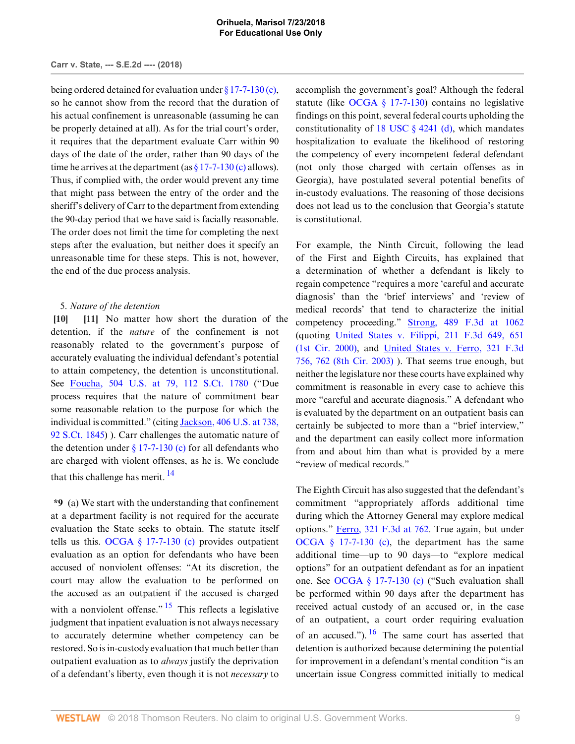being ordered detained for evaluation under § 17-7-130 (c), so he cannot show from the record that the duration of his actual confinement is unreasonable (assuming he can be properly detained at all). As for the trial court's order, it requires that the department evaluate Carr within 90 days of the date of the order, rather than 90 days of the time he arrives at the department (as § 17-7-130 (c) allows). Thus, if complied with, the order would prevent any time that might pass between the entry of the order and the sheriff's delivery of Carr to the department from extending the 90-day period that we have said is facially reasonable. The order does not limit the time for completing the next steps after the evaluation, but neither does it specify an unreasonable time for these steps. This is not, however, the end of the due process analysis.

5. *Nature of the detention*

**[10]** **[11]** No matter how short the duration of the detention, if the *nature* of the confinement is not reasonably related to the government's purpose of accurately evaluating the individual defendant's potential to attain competency, the detention is unconstitutional. See Foucha, 504 U.S. at 79, 112 S.Ct. 1780 ("Due process requires that the nature of commitment bear some reasonable relation to the purpose for which the individual is committed." (citing Jackson, 406 U.S. at 738, 92 S.Ct. 1845) ). Carr challenges the automatic nature of the detention under § 17-7-130 (c) for all defendants who are charged with violent offenses, as he is. We conclude that this challenge has merit. [14]

**\*9** (a) We start with the understanding that confinement at a department facility is not required for the accurate evaluation the State seeks to obtain. The statute itself tells us this. OCGA § 17-7-130 (c) provides outpatient evaluation as an option for defendants who have been accused of nonviolent offenses: "At its discretion, the court may allow the evaluation to be performed on the accused as an outpatient if the accused is charged with a nonviolent offense." [15] This reflects a legislative judgment that inpatient evaluation is not always necessary to accurately determine whether competency can be restored. So is in-custody evaluation that much better than outpatient evaluation as to *always* justify the deprivation of a defendant's liberty, even though it is not *necessary* to accomplish the government's goal? Although the federal statute (like OCGA § 17-7-130) contains no legislative findings on this point, several federal courts upholding the constitutionality of 18 USC § 4241 (d), which mandates hospitalization to evaluate the likelihood of restoring the competency of every incompetent federal defendant (not only those charged with certain offenses as in Georgia), have postulated several potential benefits of in-custody evaluations. The reasoning of those decisions does not lead us to the conclusion that Georgia's statute is constitutional.

For example, the Ninth Circuit, following the lead of the First and Eighth Circuits, has explained that a determination of whether a defendant is likely to regain competence "requires a more 'careful and accurate diagnosis' than the 'brief interviews' and 'review of medical records' that tend to characterize the initial competency proceeding." Strong, 489 F.3d at 1062 (quoting United States v. Filippi, 211 F.3d 649, 651 (1st Cir. 2000), and United States v. Ferro, 321 F.3d 756, 762 (8th Cir. 2003) ). That seems true enough, but neither the legislature nor these courts have explained why commitment is reasonable in every case to achieve this more "careful and accurate diagnosis." A defendant who is evaluated by the department on an outpatient basis can certainly be subjected to more than a "brief interview," and the department can easily collect more information from and about him than what is provided by a mere "review of medical records."

The Eighth Circuit has also suggested that the defendant's commitment "appropriately affords additional time during which the Attorney General may explore medical options." Ferro, 321 F.3d at 762. True again, but under OCGA § 17-7-130 (c), the department has the same additional time—up to 90 days—to "explore medical options" for an outpatient defendant as for an inpatient one. See OCGA § 17-7-130 (c) ("Such evaluation shall be performed within 90 days after the department has received actual custody of an accused or, in the case of an outpatient, a court order requiring evaluation of an accused."). [16] The same court has asserted that detention is authorized because determining the potential for improvement in a defendant's mental condition "is an uncertain issue Congress committed initially to medical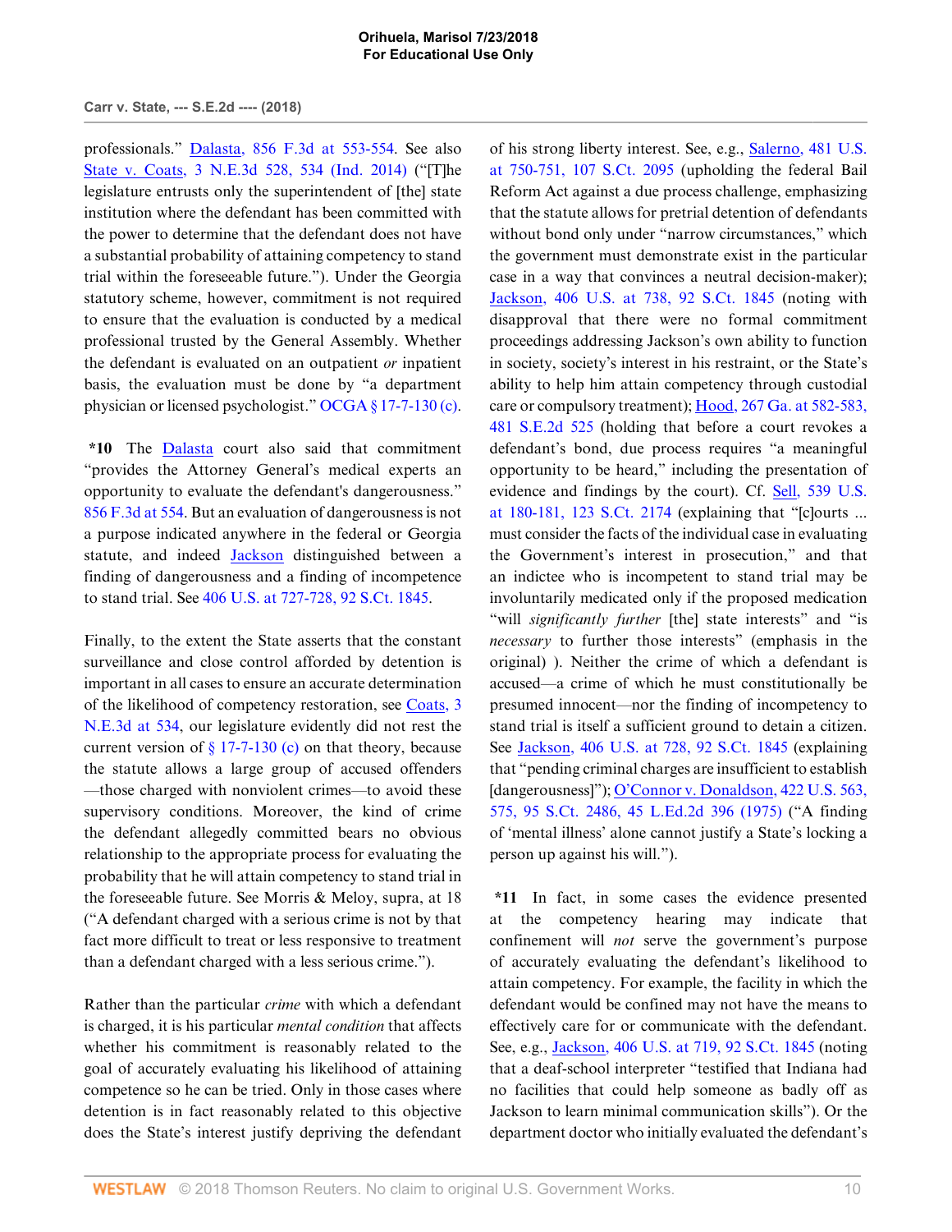professionals." Dalasta, 856 F.3d at 553-554. See also State v. Coats, 3 N.E.3d 528, 534 (Ind. 2014) ("[T]he legislature entrusts only the superintendent of [the] state institution where the defendant has been committed with the power to determine that the defendant does not have a substantial probability of attaining competency to stand trial within the foreseeable future."). Under the Georgia statutory scheme, however, commitment is not required to ensure that the evaluation is conducted by a medical professional trusted by the General Assembly. Whether the defendant is evaluated on an outpatient *or* inpatient basis, the evaluation must be done by "a department physician or licensed psychologist." OCGA § 17-7-130 (c).

**\*10** The Dalasta court also said that commitment "provides the Attorney General's medical experts an opportunity to evaluate the defendant's dangerousness." 856 F.3d at 554. But an evaluation of dangerousness is not a purpose indicated anywhere in the federal or Georgia statute, and indeed Jackson distinguished between a finding of dangerousness and a finding of incompetence to stand trial. See 406 U.S. at 727-728, 92 S.Ct. 1845.

Finally, to the extent the State asserts that the constant surveillance and close control afforded by detention is important in all cases to ensure an accurate determination of the likelihood of competency restoration, see Coats, 3 N.E.3d at 534, our legislature evidently did not rest the current version of § 17-7-130 (c) on that theory, because the statute allows a large group of accused offenders —those charged with nonviolent crimes—to avoid these supervisory conditions. Moreover, the kind of crime the defendant allegedly committed bears no obvious relationship to the appropriate process for evaluating the probability that he will attain competency to stand trial in the foreseeable future. See Morris & Meloy, supra, at 18 ("A defendant charged with a serious crime is not by that fact more difficult to treat or less responsive to treatment than a defendant charged with a less serious crime.").

Rather than the particular *crime* with which a defendant is charged, it is his particular *mental condition* that affects whether his commitment is reasonably related to the goal of accurately evaluating his likelihood of attaining competence so he can be tried. Only in those cases where detention is in fact reasonably related to this objective does the State's interest justify depriving the defendant of his strong liberty interest. See, e.g., Salerno, 481 U.S. at 750-751, 107 S.Ct. 2095 (upholding the federal Bail Reform Act against a due process challenge, emphasizing that the statute allows for pretrial detention of defendants without bond only under "narrow circumstances," which the government must demonstrate exist in the particular case in a way that convinces a neutral decision-maker); Jackson, 406 U.S. at 738, 92 S.Ct. 1845 (noting with disapproval that there were no formal commitment proceedings addressing Jackson's own ability to function in society, society's interest in his restraint, or the State's ability to help him attain competency through custodial care or compulsory treatment); Hood, 267 Ga. at 582-583, 481 S.E.2d 525 (holding that before a court revokes a defendant's bond, due process requires "a meaningful opportunity to be heard," including the presentation of evidence and findings by the court). Cf. Sell, 539 U.S. at 180-181, 123 S.Ct. 2174 (explaining that "[c]ourts ... must consider the facts of the individual case in evaluating the Government's interest in prosecution," and that an indictee who is incompetent to stand trial may be involuntarily medicated only if the proposed medication "will *significantly further* [the] state interests" and "is *necessary* to further those interests" (emphasis in the original) ). Neither the crime of which a defendant is accused—a crime of which he must constitutionally be presumed innocent—nor the finding of incompetency to stand trial is itself a sufficient ground to detain a citizen. See Jackson, 406 U.S. at 728, 92 S.Ct. 1845 (explaining that "pending criminal charges are insufficient to establish [dangerousness]"); O'Connor v. Donaldson, 422 U.S. 563, 575, 95 S.Ct. 2486, 45 L.Ed.2d 396 (1975) ("A finding of 'mental illness' alone cannot justify a State's locking a person up against his will.").

**\*11** In fact, in some cases the evidence presented at the competency hearing may indicate that confinement will *not* serve the government's purpose of accurately evaluating the defendant's likelihood to attain competency. For example, the facility in which the defendant would be confined may not have the means to effectively care for or communicate with the defendant. See, e.g., Jackson, 406 U.S. at 719, 92 S.Ct. 1845 (noting that a deaf-school interpreter "testified that Indiana had no facilities that could help someone as badly off as Jackson to learn minimal communication skills"). Or the department doctor who initially evaluated the defendant's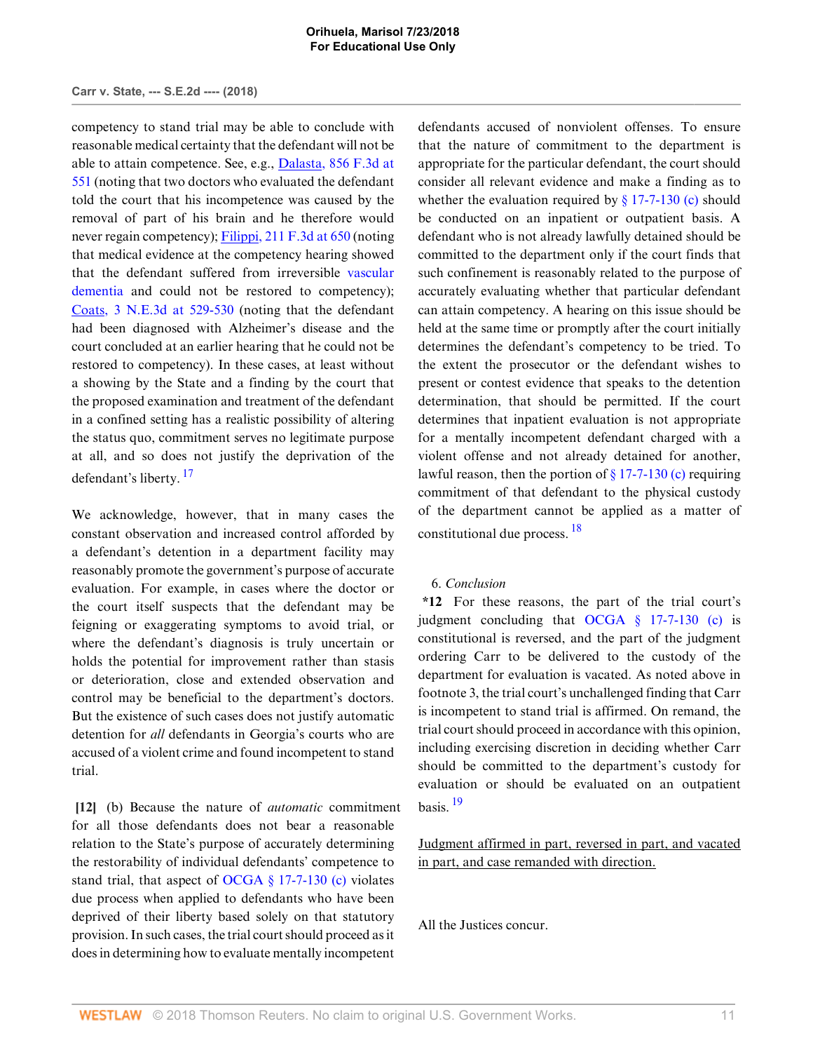competency to stand trial may be able to conclude with reasonable medical certainty that the defendant will not be able to attain competence. See, e.g., Dalasta, 856 F.3d at 551 (noting that two doctors who evaluated the defendant told the court that his incompetence was caused by the removal of part of his brain and he therefore would never regain competency); Filippi, 211 F.3d at 650 (noting that medical evidence at the competency hearing showed that the defendant suffered from irreversible vascular dementia and could not be restored to competency); Coats, 3 N.E.3d at 529-530 (noting that the defendant had been diagnosed with Alzheimer's disease and the court concluded at an earlier hearing that he could not be restored to competency). In these cases, at least without a showing by the State and a finding by the court that the proposed examination and treatment of the defendant in a confined setting has a realistic possibility of altering the status quo, commitment serves no legitimate purpose at all, and so does not justify the deprivation of the defendant's liberty. [17]

We acknowledge, however, that in many cases the constant observation and increased control afforded by a defendant's detention in a department facility may reasonably promote the government's purpose of accurate evaluation. For example, in cases where the doctor or the court itself suspects that the defendant may be feigning or exaggerating symptoms to avoid trial, or where the defendant's diagnosis is truly uncertain or holds the potential for improvement rather than stasis or deterioration, close and extended observation and control may be beneficial to the department's doctors. But the existence of such cases does not justify automatic detention for *all* defendants in Georgia's courts who are accused of a violent crime and found incompetent to stand trial.

**[12]** (b) Because the nature of *automatic* commitment for all those defendants does not bear a reasonable relation to the State's purpose of accurately determining the restorability of individual defendants' competence to stand trial, that aspect of OCGA § 17-7-130 (c) violates due process when applied to defendants who have been deprived of their liberty based solely on that statutory provision. In such cases, the trial court should proceed as it does in determining how to evaluate mentally incompetent defendants accused of nonviolent offenses. To ensure that the nature of commitment to the department is appropriate for the particular defendant, the court should consider all relevant evidence and make a finding as to whether the evaluation required by § 17-7-130 (c) should be conducted on an inpatient or outpatient basis. A defendant who is not already lawfully detained should be committed to the department only if the court finds that such confinement is reasonably related to the purpose of accurately evaluating whether that particular defendant can attain competency. A hearing on this issue should be held at the same time or promptly after the court initially determines the defendant's competency to be tried. To the extent the prosecutor or the defendant wishes to present or contest evidence that speaks to the detention determination, that should be permitted. If the court determines that inpatient evaluation is not appropriate for a mentally incompetent defendant charged with a violent offense and not already detained for another, lawful reason, then the portion of § 17-7-130 (c) requiring commitment of that defendant to the physical custody of the department cannot be applied as a matter of constitutional due process. [18]

6. *Conclusion*

**\*12** For these reasons, the part of the trial court's judgment concluding that OCGA § 17-7-130 (c) is constitutional is reversed, and the part of the judgment ordering Carr to be delivered to the custody of the department for evaluation is vacated. As noted above in footnote 3, the trial court's unchallenged finding that Carr is incompetent to stand trial is affirmed. On remand, the trial court should proceed in accordance with this opinion, including exercising discretion in deciding whether Carr should be committed to the department's custody for evaluation or should be evaluated on an outpatient basis. [19]

Judgment affirmed in part, reversed in part, and vacated in part, and case remanded with direction.

All the Justices concur.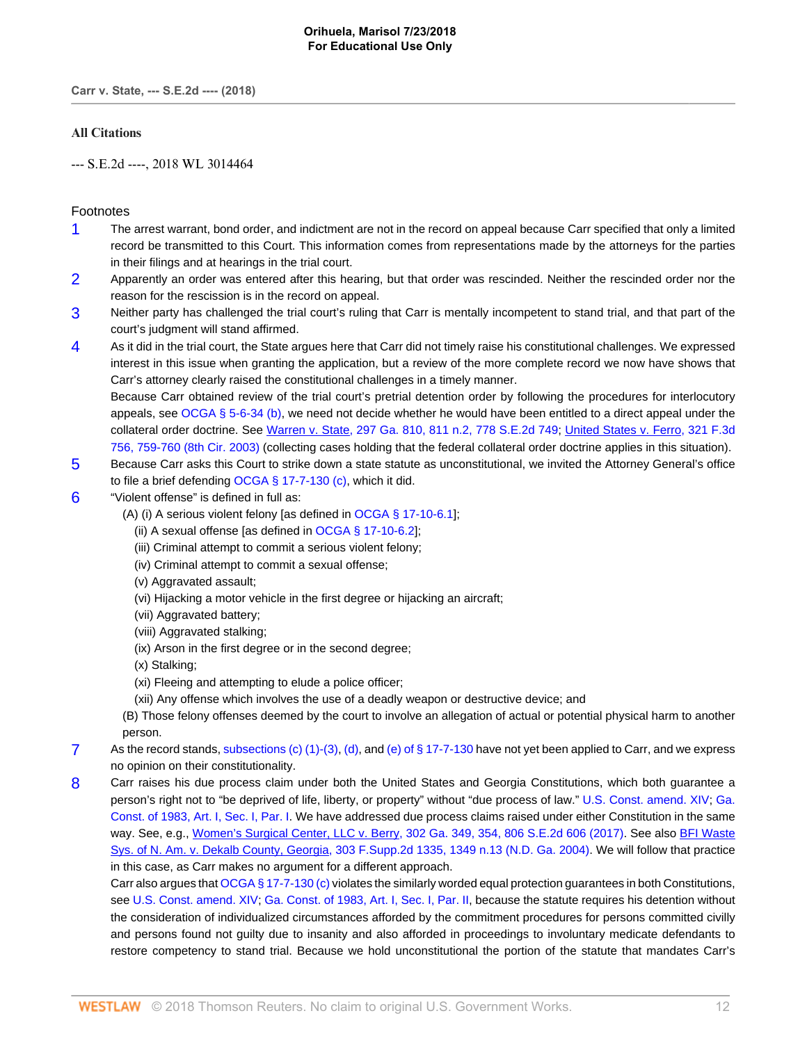## All Citations

--- S.E.2d ----, 2018 WL 3014464

## Footnotes

1. The arrest warrant, bond order, and indictment are not in the record on appeal because Carr specified that only a limited record be transmitted to this Court. This information comes from representations made by the attorneys for the parties in their filings and at hearings in the trial court.

2. Apparently an order was entered after this hearing, but that order was rescinded. Neither the rescinded order nor the reason for the rescission is in the record on appeal.

3. Neither party has challenged the trial court's ruling that Carr is mentally incompetent to stand trial, and that part of the court's judgment will stand affirmed.

4. As it did in the trial court, the State argues here that Carr did not timely raise his constitutional challenges. We expressed interest in this issue when granting the application, but a review of the more complete record we now have shows that Carr's attorney clearly raised the constitutional challenges in a timely manner.

   Because Carr obtained review of the trial court's pretrial detention order by following the procedures for interlocutory appeals, see OCGA § 5-6-34 (b), we need not decide whether he would have been entitled to a direct appeal under the collateral order doctrine. See Warren v. State, 297 Ga. 810, 811 n.2, 778 S.E.2d 749; United States v. Ferro, 321 F.3d 756, 759-760 (8th Cir. 2003) (collecting cases holding that the federal collateral order doctrine applies in this situation).

5. Because Carr asks this Court to strike down a state statute as unconstitutional, we invited the Attorney General's office to file a brief defending OCGA § 17-7-130 (c), which it did.

6. "Violent offense" is defined in full as:

   (A) (i) A serious violent felony [as defined in OCGA § 17-10-6.1];

   (ii) A sexual offense [as defined in OCGA § 17-10-6.2];

   (iii) Criminal attempt to commit a serious violent felony;

   (iv) Criminal attempt to commit a sexual offense;

   (v) Aggravated assault;

   (vi) Hijacking a motor vehicle in the first degree or hijacking an aircraft;

   (vii) Aggravated battery;

   (viii) Aggravated stalking;

   (ix) Arson in the first degree or in the second degree;

   (x) Stalking;

   (xi) Fleeing and attempting to elude a police officer;

   (xii) Any offense which involves the use of a deadly weapon or destructive device; and

   (B) Those felony offenses deemed by the court to involve an allegation of actual or potential physical harm to another person.

7. As the record stands, subsections (c) (1)-(3), (d), and (e) of § 17-7-130 have not yet been applied to Carr, and we express no opinion on their constitutionality.

8. Carr raises his due process claim under both the United States and Georgia Constitutions, which both guarantee a person's right not to "be deprived of life, liberty, or property" without "due process of law." U.S. Const. amend. XIV; Ga. Const. of 1983, Art. I, Sec. I, Par. I. We have addressed due process claims raised under either Constitution in the same way. See, e.g., Women's Surgical Center, LLC v. Berry, 302 Ga. 349, 354, 806 S.E.2d 606 (2017). See also BFI Waste Sys. of N. Am. v. Dekalb County, Georgia, 303 F.Supp.2d 1335, 1349 n.13 (N.D. Ga. 2004). We will follow that practice in this case, as Carr makes no argument for a different approach.

   Carr also argues that OCGA § 17-7-130 (c) violates the similarly worded equal protection guarantees in both Constitutions, see U.S. Const. amend. XIV; Ga. Const. of 1983, Art. I, Sec. I, Par. II, because the statute requires his detention without the consideration of individualized circumstances afforded by the commitment procedures for persons committed civilly and persons found not guilty due to insanity and also afforded in proceedings to involuntary medicate defendants to restore competency to stand trial. Because we hold unconstitutional the portion of the statute that mandates Carr's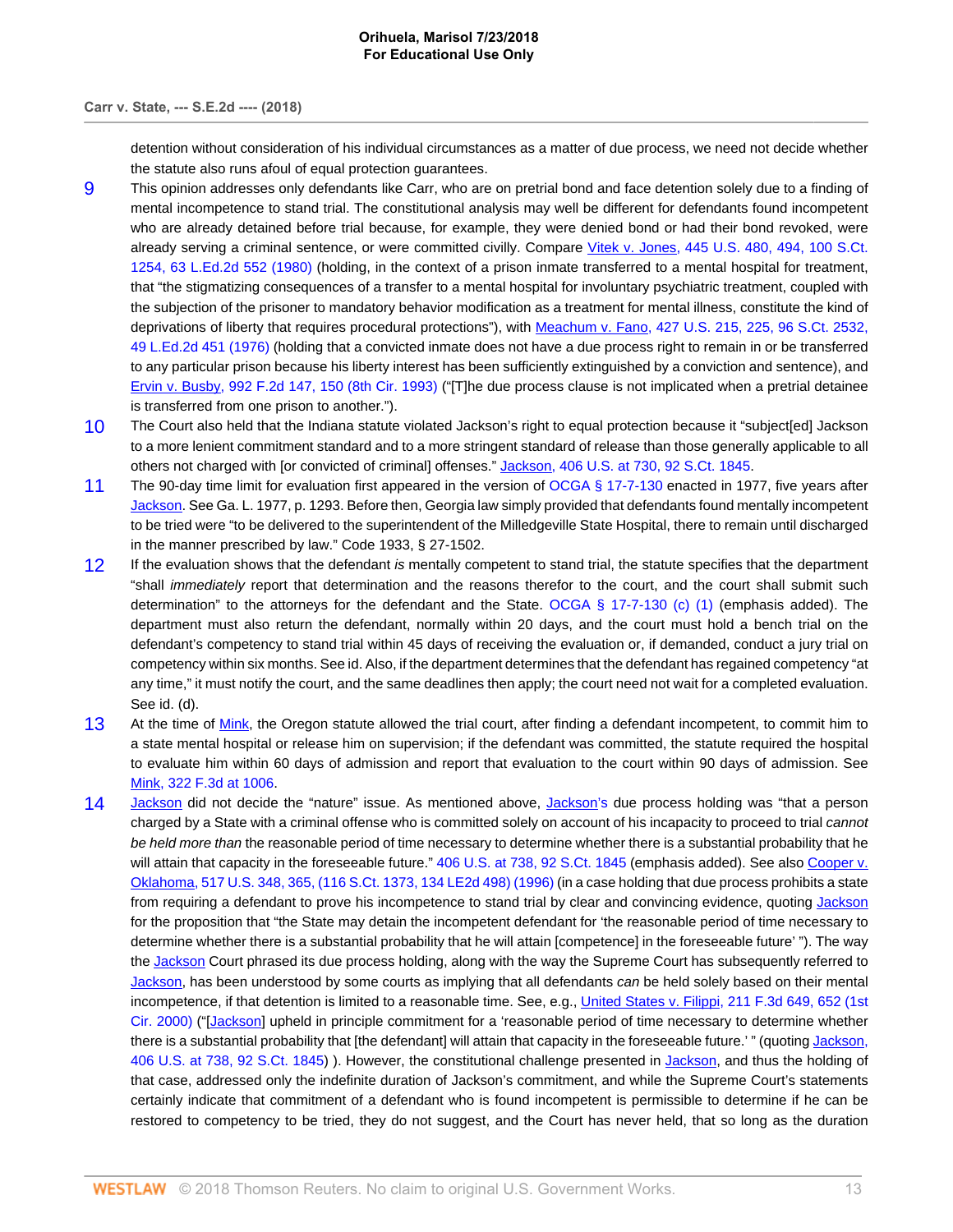detention without consideration of his individual circumstances as a matter of due process, we need not decide whether the statute also runs afoul of equal protection guarantees.

9 This opinion addresses only defendants like Carr, who are on pretrial bond and face detention solely due to a finding of mental incompetence to stand trial. The constitutional analysis may well be different for defendants found incompetent who are already detained before trial because, for example, they were denied bond or had their bond revoked, were already serving a criminal sentence, or were committed civilly. Compare Vitek v. Jones, 445 U.S. 480, 494, 100 S.Ct. 1254, 63 L.Ed.2d 552 (1980) (holding, in the context of a prison inmate transferred to a mental hospital for treatment, that "the stigmatizing consequences of a transfer to a mental hospital for involuntary psychiatric treatment, coupled with the subjection of the prisoner to mandatory behavior modification as a treatment for mental illness, constitute the kind of deprivations of liberty that requires procedural protections"), with Meachum v. Fano, 427 U.S. 215, 225, 96 S.Ct. 2532, 49 L.Ed.2d 451 (1976) (holding that a convicted inmate does not have a due process right to remain in or be transferred to any particular prison because his liberty interest has been sufficiently extinguished by a conviction and sentence), and Ervin v. Busby, 992 F.2d 147, 150 (8th Cir. 1993) ("[T]he due process clause is not implicated when a pretrial detainee is transferred from one prison to another.").

10 The Court also held that the Indiana statute violated Jackson's right to equal protection because it "subject[ed] Jackson to a more lenient commitment standard and to a more stringent standard of release than those generally applicable to all others not charged with [or convicted of criminal] offenses." Jackson, 406 U.S. at 730, 92 S.Ct. 1845.

11 The 90-day time limit for evaluation first appeared in the version of OCGA § 17-7-130 enacted in 1977, five years after Jackson. See Ga. L. 1977, p. 1293. Before then, Georgia law simply provided that defendants found mentally incompetent to be tried were "to be delivered to the superintendent of the Milledgeville State Hospital, there to remain until discharged in the manner prescribed by law." Code 1933, § 27-1502.

12 If the evaluation shows that the defendant *is* mentally competent to stand trial, the statute specifies that the department "shall *immediately* report that determination and the reasons therefor to the court, and the court shall submit such determination" to the attorneys for the defendant and the State. OCGA § 17-7-130 (c) (1) (emphasis added). The department must also return the defendant, normally within 20 days, and the court must hold a bench trial on the defendant's competency to stand trial within 45 days of receiving the evaluation or, if demanded, conduct a jury trial on competency within six months. See id. Also, if the department determines that the defendant has regained competency "at any time," it must notify the court, and the same deadlines then apply; the court need not wait for a completed evaluation. See id. (d).

13 At the time of Mink, the Oregon statute allowed the trial court, after finding a defendant incompetent, to commit him to a state mental hospital or release him on supervision; if the defendant was committed, the statute required the hospital to evaluate him within 60 days of admission and report that evaluation to the court within 90 days of admission. See Mink, 322 F.3d at 1006.

14 Jackson did not decide the "nature" issue. As mentioned above, Jackson's due process holding was "that a person charged by a State with a criminal offense who is committed solely on account of his incapacity to proceed to trial *cannot be held more than* the reasonable period of time necessary to determine whether there is a substantial probability that he will attain that capacity in the foreseeable future." 406 U.S. at 738, 92 S.Ct. 1845 (emphasis added). See also Cooper v. Oklahoma, 517 U.S. 348, 365, (116 S.Ct. 1373, 134 LE2d 498) (1996) (in a case holding that due process prohibits a state from requiring a defendant to prove his incompetence to stand trial by clear and convincing evidence, quoting Jackson for the proposition that "the State may detain the incompetent defendant for 'the reasonable period of time necessary to determine whether there is a substantial probability that he will attain [competence] in the foreseeable future' "). The way the Jackson Court phrased its due process holding, along with the way the Supreme Court has subsequently referred to Jackson, has been understood by some courts as implying that all defendants *can* be held solely based on their mental incompetence, if that detention is limited to a reasonable time. See, e.g., United States v. Filippi, 211 F.3d 649, 652 (1st Cir. 2000) ("[Jackson] upheld in principle commitment for a 'reasonable period of time necessary to determine whether there is a substantial probability that [the defendant] will attain that capacity in the foreseeable future.' " (quoting Jackson, 406 U.S. at 738, 92 S.Ct. 1845) ). However, the constitutional challenge presented in Jackson, and thus the holding of that case, addressed only the indefinite duration of Jackson's commitment, and while the Supreme Court's statements certainly indicate that commitment of a defendant who is found incompetent is permissible to determine if he can be restored to competency to be tried, they do not suggest, and the Court has never held, that so long as the duration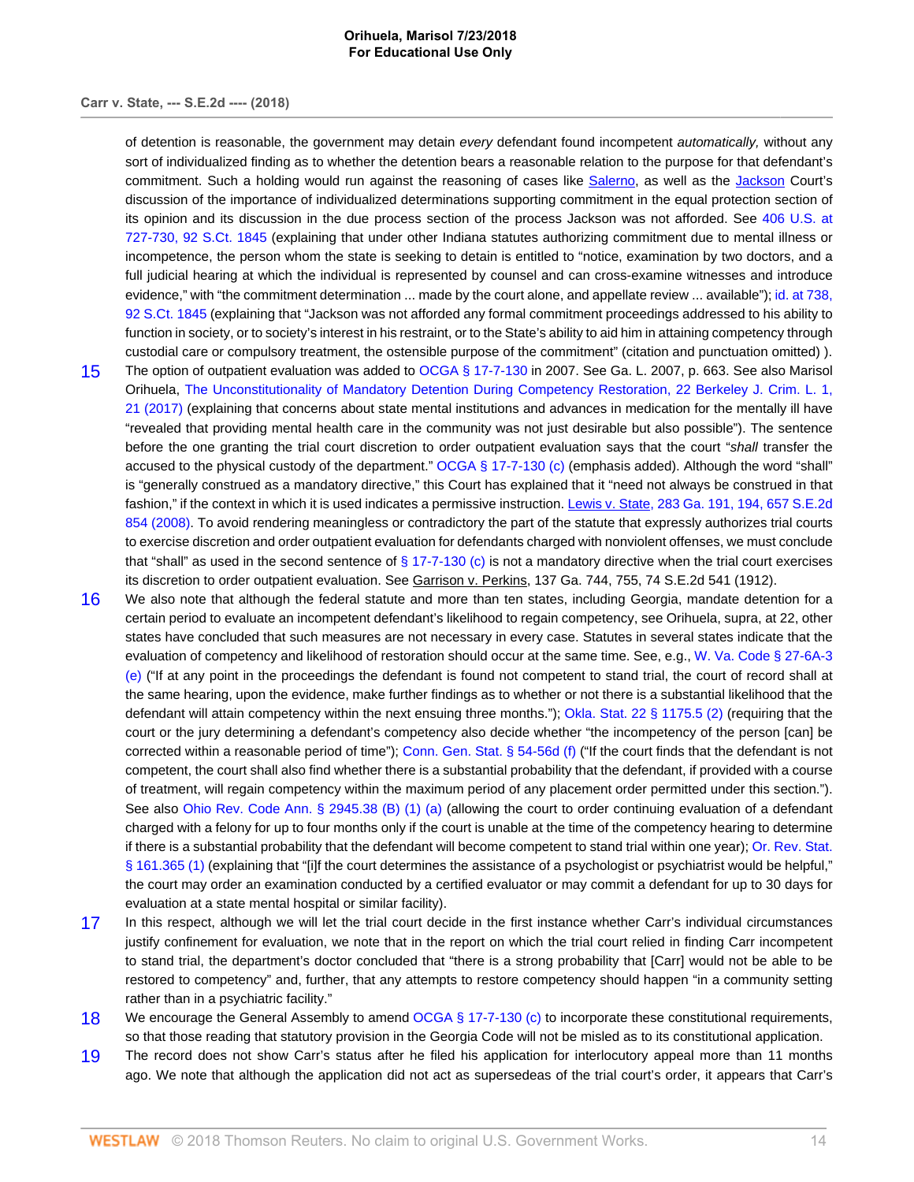of detention is reasonable, the government may detain *every* defendant found incompetent *automatically,* without any sort of individualized finding as to whether the detention bears a reasonable relation to the purpose for that defendant's commitment. Such a holding would run against the reasoning of cases like Salerno, as well as the Jackson Court's discussion of the importance of individualized determinations supporting commitment in the equal protection section of its opinion and its discussion in the due process section of the process Jackson was not afforded. See 406 U.S. at 727-730, 92 S.Ct. 1845 (explaining that under other Indiana statutes authorizing commitment due to mental illness or incompetence, the person whom the state is seeking to detain is entitled to "notice, examination by two doctors, and a full judicial hearing at which the individual is represented by counsel and can cross-examine witnesses and introduce evidence," with "the commitment determination ... made by the court alone, and appellate review ... available"); id. at 738, 92 S.Ct. 1845 (explaining that "Jackson was not afforded any formal commitment proceedings addressed to his ability to function in society, or to society's interest in his restraint, or to the State's ability to aid him in attaining competency through custodial care or compulsory treatment, the ostensible purpose of the commitment" (citation and punctuation omitted) ).

15 The option of outpatient evaluation was added to OCGA § 17-7-130 in 2007. See Ga. L. 2007, p. 663. See also Marisol Orihuela, The Unconstitutionality of Mandatory Detention During Competency Restoration, 22 Berkeley J. Crim. L. 1, 21 (2017) (explaining that concerns about state mental institutions and advances in medication for the mentally ill have "revealed that providing mental health care in the community was not just desirable but also possible"). The sentence before the one granting the trial court discretion to order outpatient evaluation says that the court "*shall* transfer the accused to the physical custody of the department." OCGA § 17-7-130 (c) (emphasis added). Although the word "shall" is "generally construed as a mandatory directive," this Court has explained that it "need not always be construed in that fashion," if the context in which it is used indicates a permissive instruction. Lewis v. State, 283 Ga. 191, 194, 657 S.E.2d 854 (2008). To avoid rendering meaningless or contradictory the part of the statute that expressly authorizes trial courts to exercise discretion and order outpatient evaluation for defendants charged with nonviolent offenses, we must conclude that "shall" as used in the second sentence of § 17-7-130 (c) is not a mandatory directive when the trial court exercises its discretion to order outpatient evaluation. See Garrison v. Perkins, 137 Ga. 744, 755, 74 S.E.2d 541 (1912).

16 We also note that although the federal statute and more than ten states, including Georgia, mandate detention for a certain period to evaluate an incompetent defendant's likelihood to regain competency, see Orihuela, supra, at 22, other states have concluded that such measures are not necessary in every case. Statutes in several states indicate that the evaluation of competency and likelihood of restoration should occur at the same time. See, e.g., W. Va. Code § 27-6A-3 (e) ("If at any point in the proceedings the defendant is found not competent to stand trial, the court of record shall at the same hearing, upon the evidence, make further findings as to whether or not there is a substantial likelihood that the defendant will attain competency within the next ensuing three months."); Okla. Stat. 22 § 1175.5 (2) (requiring that the court or the jury determining a defendant's competency also decide whether "the incompetency of the person [can] be corrected within a reasonable period of time"); Conn. Gen. Stat. § 54-56d (f) ("If the court finds that the defendant is not competent, the court shall also find whether there is a substantial probability that the defendant, if provided with a course of treatment, will regain competency within the maximum period of any placement order permitted under this section."). See also Ohio Rev. Code Ann. § 2945.38 (B) (1) (a) (allowing the court to order continuing evaluation of a defendant charged with a felony for up to four months only if the court is unable at the time of the competency hearing to determine if there is a substantial probability that the defendant will become competent to stand trial within one year); Or. Rev. Stat. § 161.365 (1) (explaining that "[i]f the court determines the assistance of a psychologist or psychiatrist would be helpful," the court may order an examination conducted by a certified evaluator or may commit a defendant for up to 30 days for evaluation at a state mental hospital or similar facility).

17 In this respect, although we will let the trial court decide in the first instance whether Carr's individual circumstances justify confinement for evaluation, we note that in the report on which the trial court relied in finding Carr incompetent to stand trial, the department's doctor concluded that "there is a strong probability that [Carr] would not be able to be restored to competency" and, further, that any attempts to restore competency should happen "in a community setting rather than in a psychiatric facility."

18 We encourage the General Assembly to amend OCGA § 17-7-130 (c) to incorporate these constitutional requirements, so that those reading that statutory provision in the Georgia Code will not be misled as to its constitutional application.

19 The record does not show Carr's status after he filed his application for interlocutory appeal more than 11 months ago. We note that although the application did not act as supersedeas of the trial court's order, it appears that Carr's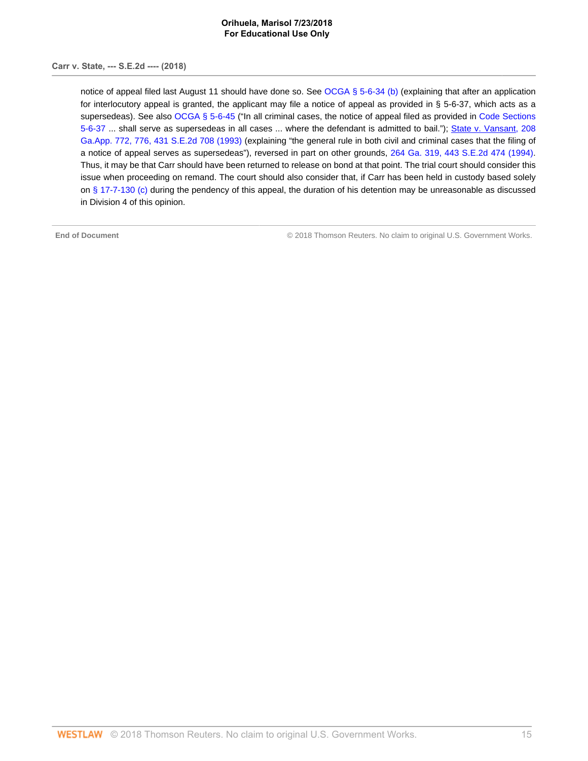notice of appeal filed last August 11 should have done so. See OCGA § 5-6-34 (b) (explaining that after an application for interlocutory appeal is granted, the applicant may file a notice of appeal as provided in § 5-6-37, which acts as a supersedeas). See also OCGA § 5-6-45 ("In all criminal cases, the notice of appeal filed as provided in Code Sections 5-6-37 ... shall serve as supersedeas in all cases ... where the defendant is admitted to bail."); State v. Vansant, 208 Ga.App. 772, 776, 431 S.E.2d 708 (1993) (explaining "the general rule in both civil and criminal cases that the filing of a notice of appeal serves as supersedeas"), reversed in part on other grounds, 264 Ga. 319, 443 S.E.2d 474 (1994). Thus, it may be that Carr should have been returned to release on bond at that point. The trial court should consider this issue when proceeding on remand. The court should also consider that, if Carr has been held in custody based solely on § 17-7-130 (c) during the pendency of this appeal, the duration of his detention may be unreasonable as discussed in Division 4 of this opinion.

**End of Document** © 2018 Thomson Reuters. No claim to original U.S. Government Works.